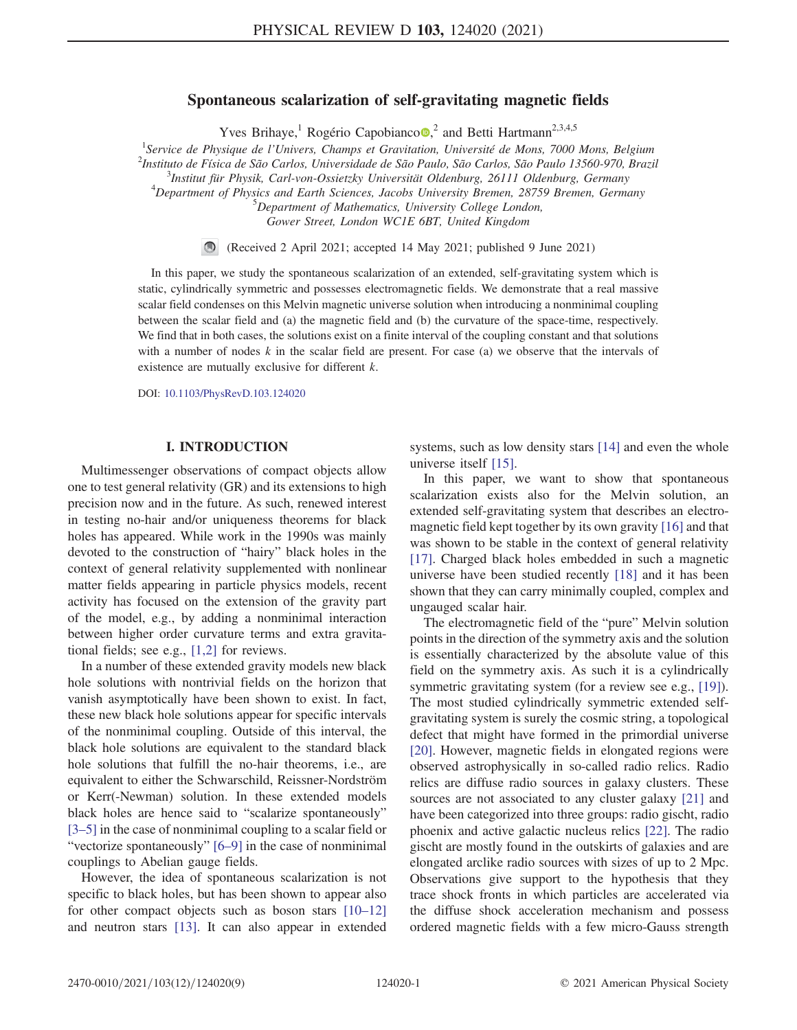# Spontaneous scalarization of self-gravitating magnetic fields

Yves Brihaye,[1] Rogério Capobianco,[2] and Betti Hartmann[2,3,4,5]

[1]*Service de Physique de l'Univers, Champs et Gravitation, Université de Mons, 7000 Mons, Belgium*
[2]*Instituto de Física de São Carlos, Universidade de São Paulo, São Carlos, São Paulo 13560-970, Brazil*
[3]*Institut für Physik, Carl-von-Ossietzky Universität Oldenburg, 26111 Oldenburg, Germany*
[4]*Department of Physics and Earth Sciences, Jacobs University Bremen, 28759 Bremen, Germany*
[5]*Department of Mathematics, University College London, Gower Street, London WC1E 6BT, United Kingdom*

(Received 2 April 2021; accepted 14 May 2021; published 9 June 2021)

In this paper, we study the spontaneous scalarization of an extended, self-gravitating system which is static, cylindrically symmetric and possesses electromagnetic fields. We demonstrate that a real massive scalar field condenses on this Melvin magnetic universe solution when introducing a nonminimal coupling between the scalar field and (a) the magnetic field and (b) the curvature of the space-time, respectively. We find that in both cases, the solutions exist on a finite interval of the coupling constant and that solutions with a number of nodes $k$ in the scalar field are present. For case (a) we observe that the intervals of existence are mutually exclusive for different $k$.

DOI: 10.1103/PhysRevD.103.124020

## I. INTRODUCTION

Multimessenger observations of compact objects allow one to test general relativity (GR) and its extensions to high precision now and in the future. As such, renewed interest in testing no-hair and/or uniqueness theorems for black holes has appeared. While work in the 1990s was mainly devoted to the construction of "hairy" black holes in the context of general relativity supplemented with nonlinear matter fields appearing in particle physics models, recent activity has focused on the extension of the gravity part of the model, e.g., by adding a nonminimal interaction between higher order curvature terms and extra gravitational fields; see e.g., [1,2] for reviews.

In a number of these extended gravity models new black hole solutions with nontrivial fields on the horizon that vanish asymptotically have been shown to exist. In fact, these new black hole solutions appear for specific intervals of the nonminimal coupling. Outside of this interval, the black hole solutions are equivalent to the standard black hole solutions that fulfill the no-hair theorems, i.e., are equivalent to either the Schwarschild, Reissner-Nordström or Kerr(-Newman) solution. In these extended models black holes are hence said to "scalarize spontaneously" [3–5] in the case of nonminimal coupling to a scalar field or "vectorize spontaneously" [6–9] in the case of nonminimal couplings to Abelian gauge fields.

However, the idea of spontaneous scalarization is not specific to black holes, but has been shown to appear also for other compact objects such as boson stars [10–12] and neutron stars [13]. It can also appear in extended systems, such as low density stars [14] and even the whole universe itself [15].

In this paper, we want to show that spontaneous scalarization exists also for the Melvin solution, an extended self-gravitating system that describes an electromagnetic field kept together by its own gravity [16] and that was shown to be stable in the context of general relativity [17]. Charged black holes embedded in such a magnetic universe have been studied recently [18] and it has been shown that they can carry minimally coupled, complex and ungauged scalar hair.

The electromagnetic field of the "pure" Melvin solution points in the direction of the symmetry axis and the solution is essentially characterized by the absolute value of this field on the symmetry axis. As such it is a cylindrically symmetric gravitating system (for a review see e.g., [19]). The most studied cylindrically symmetric extended self-gravitating system is surely the cosmic string, a topological defect that might have formed in the primordial universe [20]. However, magnetic fields in elongated regions were observed astrophysically in so-called radio relics. Radio relics are diffuse radio sources in galaxy clusters. These sources are not associated to any cluster galaxy [21] and have been categorized into three groups: radio gischt, radio phoenix and active galactic nucleus relics [22]. The radio gischt are mostly found in the outskirts of galaxies and are elongated arclike radio sources with sizes of up to 2 Mpc. Observations give support to the hypothesis that they trace shock fronts in which particles are accelerated via the diffuse shock acceleration mechanism and possess ordered magnetic fields with a few micro-Gauss strength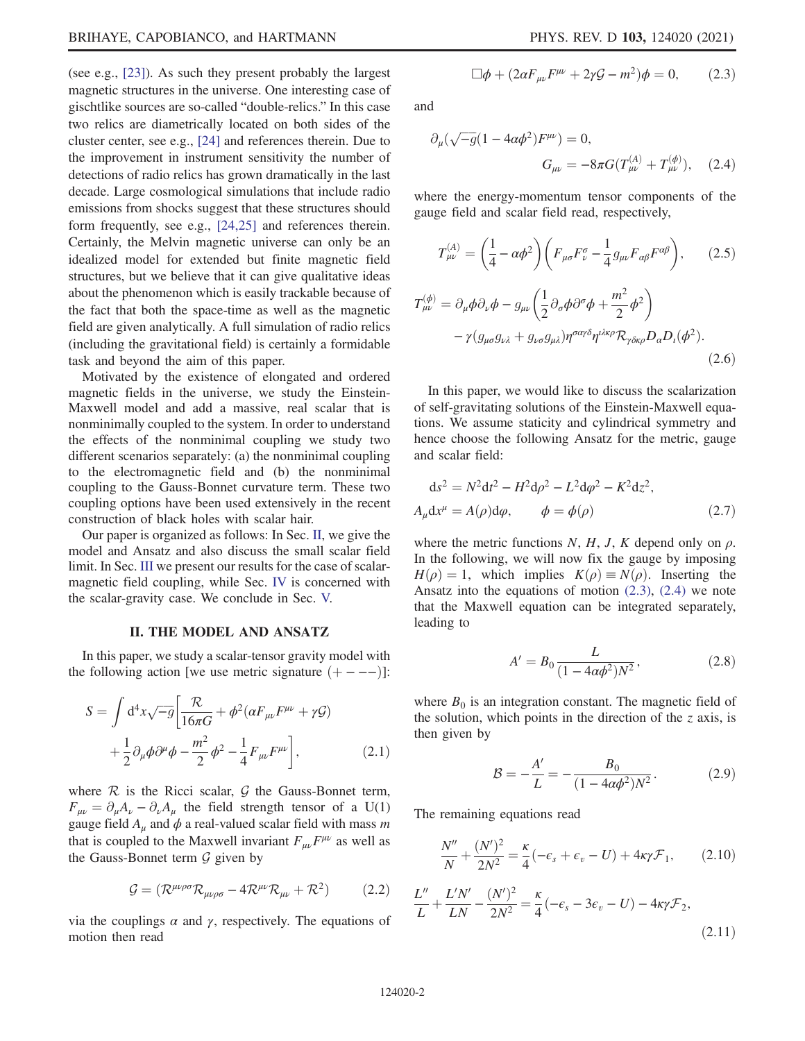(see e.g., [23]). As such they present probably the largest magnetic structures in the universe. One interesting case of gischtlike sources are so-called "double-relics." In this case two relics are diametrically located on both sides of the cluster center, see e.g., [24] and references therein. Due to the improvement in instrument sensitivity the number of detections of radio relics has grown dramatically in the last decade. Large cosmological simulations that include radio emissions from shocks suggest that these structures should form frequently, see e.g., [24,25] and references therein. Certainly, the Melvin magnetic universe can only be an idealized model for extended but finite magnetic field structures, but we believe that it can give qualitative ideas about the phenomenon which is easily trackable because of the fact that both the space-time as well as the magnetic field are given analytically. A full simulation of radio relics (including the gravitational field) is certainly a formidable task and beyond the aim of this paper.

Motivated by the existence of elongated and ordered magnetic fields in the universe, we study the Einstein-Maxwell model and add a massive, real scalar that is nonminimally coupled to the system. In order to understand the effects of the nonminimal coupling we study two different scenarios separately: (a) the nonminimal coupling to the electromagnetic field and (b) the nonminimal coupling to the Gauss-Bonnet curvature term. These two coupling options have been used extensively in the recent construction of black holes with scalar hair.

Our paper is organized as follows: In Sec. II, we give the model and Ansatz and also discuss the small scalar field limit. In Sec. III we present our results for the case of scalar-magnetic field coupling, while Sec. IV is concerned with the scalar-gravity case. We conclude in Sec. V.

## II. THE MODEL AND ANSATZ

In this paper, we study a scalar-tensor gravity model with the following action [we use metric signature $(+---)$]:

$$S = \int \mathrm{d}^4x\sqrt{-g}\left[\frac{\mathcal{R}}{16\pi G} + \phi^2(\alpha F_{\mu\nu}F^{\mu\nu} + \gamma\mathcal{G}) + \frac{1}{2}\partial_\mu\phi\partial^\mu\phi - \frac{m^2}{2}\phi^2 - \frac{1}{4}F_{\mu\nu}F^{\mu\nu}\right], \tag{2.1}$$

where $\mathcal{R}$ is the Ricci scalar, $\mathcal{G}$ the Gauss-Bonnet term, $F_{\mu\nu} = \partial_\mu A_\nu - \partial_\nu A_\mu$ the field strength tensor of a U(1) gauge field $A_\mu$ and $\phi$ a real-valued scalar field with mass $m$ that is coupled to the Maxwell invariant $F_{\mu\nu}F^{\mu\nu}$ as well as the Gauss-Bonnet term $\mathcal{G}$ given by

$$\mathcal{G} = (\mathcal{R}^{\mu\nu\rho\sigma}\mathcal{R}_{\mu\nu\rho\sigma} - 4\mathcal{R}^{\mu\nu}\mathcal{R}_{\mu\nu} + \mathcal{R}^2) \tag{2.2}$$

via the couplings $\alpha$ and $\gamma$, respectively. The equations of motion then read

$$\Box\phi + (2\alpha F_{\mu\nu}F^{\mu\nu} + 2\gamma\mathcal{G} - m^2)\phi = 0, \tag{2.3}$$

and

$$\partial_\mu(\sqrt{-g}(1-4\alpha\phi^2)F^{\mu\nu}) = 0, \qquad G_{\mu\nu} = -8\pi G(T_{\mu\nu}^{(A)} + T_{\mu\nu}^{(\phi)}), \tag{2.4}$$

where the energy-momentum tensor components of the gauge field and scalar field read, respectively,

$$T_{\mu\nu}^{(A)} = \left(\frac{1}{4} - \alpha\phi^2\right)\left(F_{\mu\sigma}F_\nu^\sigma - \frac{1}{4}g_{\mu\nu}F_{\alpha\beta}F^{\alpha\beta}\right), \tag{2.5}$$

$$T_{\mu\nu}^{(\phi)} = \partial_\mu\phi\partial_\nu\phi - g_{\mu\nu}\left(\frac{1}{2}\partial_\sigma\phi\partial^\sigma\phi + \frac{m^2}{2}\phi^2\right) - \gamma(g_{\mu\sigma}g_{\nu\lambda} + g_{\nu\sigma}g_{\mu\lambda})\eta^{\sigma\alpha\gamma\delta}\eta^{\iota\lambda\kappa\rho}\mathcal{R}_{\gamma\delta\kappa\rho}D_\alpha D_\iota(\phi^2). \tag{2.6}$$

In this paper, we would like to discuss the scalarization of self-gravitating solutions of the Einstein-Maxwell equations. We assume staticity and cylindrical symmetry and hence choose the following Ansatz for the metric, gauge and scalar field:

$$\mathrm{d}s^2 = N^2\mathrm{d}t^2 - H^2\mathrm{d}\rho^2 - L^2\mathrm{d}\varphi^2 - K^2\mathrm{d}z^2, \qquad A_\mu\mathrm{d}x^\mu = A(\rho)\mathrm{d}\varphi, \qquad \phi = \phi(\rho) \tag{2.7}$$

where the metric functions $N$, $H$, $J$, $K$ depend only on $\rho$. In the following, we will now fix the gauge by imposing $H(\rho) = 1$, which implies $K(\rho) \equiv N(\rho)$. Inserting the Ansatz into the equations of motion (2.3), (2.4) we note that the Maxwell equation can be integrated separately, leading to

$$A' = B_0\frac{L}{(1-4\alpha\phi^2)N^2}, \tag{2.8}$$

where $B_0$ is an integration constant. The magnetic field of the solution, which points in the direction of the $z$ axis, is then given by

$$\mathcal{B} = -\frac{A'}{L} = -\frac{B_0}{(1-4\alpha\phi^2)N^2}. \tag{2.9}$$

The remaining equations read

$$\frac{N''}{N} + \frac{(N')^2}{2N^2} = \frac{\kappa}{4}(-\epsilon_s + \epsilon_v - U) + 4\kappa\gamma\mathcal{F}_1, \tag{2.10}$$

$$\frac{L''}{L} + \frac{L'N'}{LN} - \frac{(N')^2}{2N^2} = \frac{\kappa}{4}(-\epsilon_s - 3\epsilon_v - U) - 4\kappa\gamma\mathcal{F}_2, \tag{2.11}$$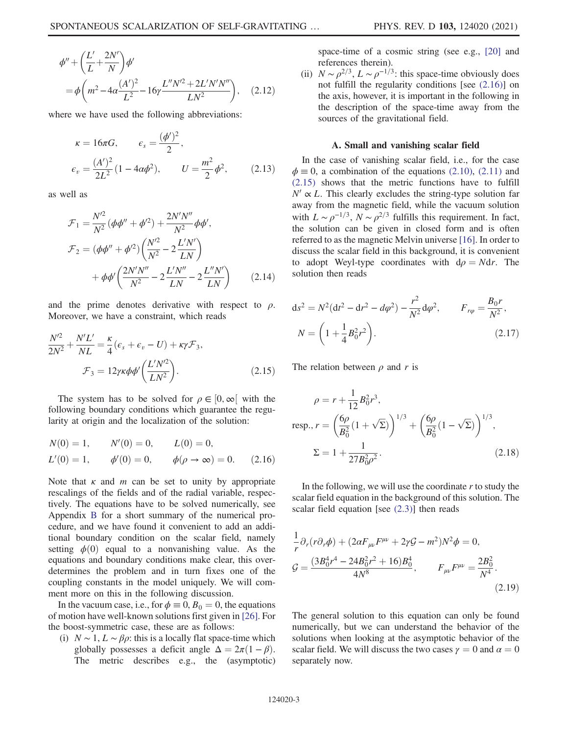$$\phi'' + \left(\frac{L'}{L} + \frac{2N'}{N}\right)\phi' = \phi\left(m^2 - 4\alpha\frac{(A')^2}{L^2} - 16\gamma\frac{L''N'^2 + 2L'N'N''}{LN^2}\right), \quad (2.12)$$

where we have used the following abbreviations:

$$\kappa = 16\pi G, \qquad \epsilon_s = \frac{(\phi')^2}{2},$$
$$\epsilon_v = \frac{(A')^2}{2L^2}(1 - 4\alpha\phi^2), \qquad U = \frac{m^2}{2}\phi^2, \quad (2.13)$$

as well as

$$\mathcal{F}_1 = \frac{N'^2}{N^2}(\phi\phi'' + \phi'^2) + \frac{2N'N''}{N^2}\phi\phi',$$
$$\mathcal{F}_2 = (\phi\phi'' + \phi'^2)\left(\frac{N'^2}{N^2} - 2\frac{L'N'}{LN}\right) + \phi\phi'\left(\frac{2N'N''}{N^2} - 2\frac{L'N''}{LN} - 2\frac{L''N'}{LN}\right) \quad (2.14)$$

and the prime denotes derivative with respect to $\rho$. Moreover, we have a constraint, which reads

$$\frac{N'^2}{2N^2} + \frac{N'L'}{NL} = \frac{\kappa}{4}(\epsilon_s + \epsilon_v - U) + \kappa\gamma\mathcal{F}_3,$$
$$\mathcal{F}_3 = 12\gamma\kappa\phi\phi'\left(\frac{L'N'^2}{LN^2}\right). \quad (2.15)$$

The system has to be solved for $\rho \in [0, \infty[$ with the following boundary conditions which guarantee the regularity at origin and the localization of the solution:

$$N(0) = 1, \qquad N'(0) = 0, \qquad L(0) = 0,$$
$$L'(0) = 1, \qquad \phi'(0) = 0, \qquad \phi(\rho \to \infty) = 0. \quad (2.16)$$

Note that $\kappa$ and $m$ can be set to unity by appropriate rescalings of the fields and of the radial variable, respectively. The equations have to be solved numerically, see Appendix B for a short summary of the numerical procedure, and we have found it convenient to add an additional boundary condition on the scalar field, namely setting $\phi(0)$ equal to a nonvanishing value. As the equations and boundary conditions make clear, this overdetermines the problem and in turn fixes one of the coupling constants in the model uniquely. We will comment more on this in the following discussion.

In the vacuum case, i.e., for $\phi \equiv 0$, $B_0 = 0$, the equations of motion have well-known solutions first given in [26]. For the boost-symmetric case, these are as follows:

(i) $N \sim 1$, $L \sim \beta\rho$: this is a locally flat space-time which globally possesses a deficit angle $\Delta = 2\pi(1 - \beta)$. The metric describes e.g., the (asymptotic) space-time of a cosmic string (see e.g., [20] and references therein).

(ii) $N \sim \rho^{2/3}$, $L \sim \rho^{-1/3}$: this space-time obviously does not fulfill the regularity conditions [see (2.16)] on the axis, however, it is important in the following in the description of the space-time away from the sources of the gravitational field.

### A. Small and vanishing scalar field

In the case of vanishing scalar field, i.e., for the case $\phi \equiv 0$, a combination of the equations (2.10), (2.11) and (2.15) shows that the metric functions have to fulfill $N' \propto L$. This clearly excludes the string-type solution far away from the magnetic field, while the vacuum solution with $L \sim \rho^{-1/3}$, $N \sim \rho^{2/3}$ fulfills this requirement. In fact, the solution can be given in closed form and is often referred to as the magnetic Melvin universe [16]. In order to discuss the scalar field in this background, it is convenient to adopt Weyl-type coordinates with $\mathrm{d}\rho = N\mathrm{d}r$. The solution then reads

$$\mathrm{d}s^2 = N^2(\mathrm{d}t^2 - \mathrm{d}r^2 - d\varphi^2) - \frac{r^2}{N^2}\mathrm{d}\varphi^2, \qquad F_{r\varphi} = \frac{B_0 r}{N^2},$$
$$N = \left(1 + \frac{1}{4}B_0^2 r^2\right). \quad (2.17)$$

The relation between $\rho$ and $r$ is

$$\rho = r + \frac{1}{12}B_0^2 r^3,$$
$$\text{resp., } r = \left(\frac{6\rho}{B_0^2}(1 + \sqrt{\Sigma})\right)^{1/3} + \left(\frac{6\rho}{B_0^2}(1 - \sqrt{\Sigma})\right)^{1/3},$$
$$\Sigma = 1 + \frac{1}{27B_0^2\rho^2}. \quad (2.18)$$

In the following, we will use the coordinate $r$ to study the scalar field equation in the background of this solution. The scalar field equation [see (2.3)] then reads

$$\frac{1}{r}\partial_r(r\partial_r\phi) + (2\alpha F_{\mu\nu}F^{\mu\nu} + 2\gamma\mathcal{G} - m^2)N^2\phi = 0,$$
$$\mathcal{G} = \frac{(3B_0^4 r^4 - 24B_0^2 r^2 + 16)B_0^4}{4N^8}, \qquad F_{\mu\nu}F^{\mu\nu} = \frac{2B_0^2}{N^4}. \quad (2.19)$$

The general solution to this equation can only be found numerically, but we can understand the behavior of the solutions when looking at the asymptotic behavior of the scalar field. We will discuss the two cases $\gamma = 0$ and $\alpha = 0$ separately now.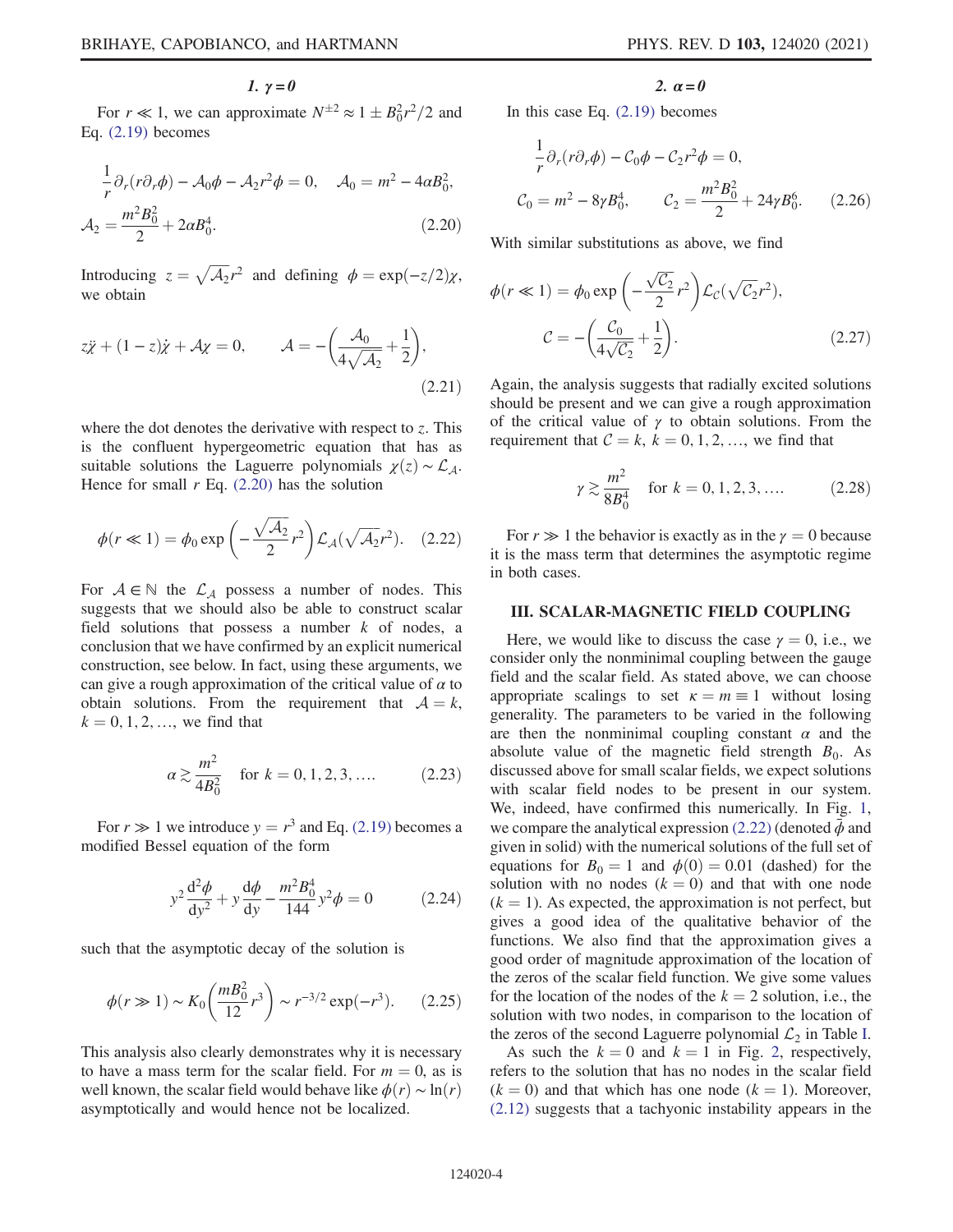#### 1. $\gamma = 0$

For $r \ll 1$, we can approximate $N^{\pm 2} \approx 1 \pm B_0^2 r^2/2$ and Eq. (2.19) becomes

$$\frac{1}{r}\partial_r(r\partial_r\phi) - \mathcal{A}_0\phi - \mathcal{A}_2 r^2\phi = 0, \quad \mathcal{A}_0 = m^2 - 4\alpha B_0^2,$$
$$\mathcal{A}_2 = \frac{m^2 B_0^2}{2} + 2\alpha B_0^4. \tag{2.20}$$

Introducing $z = \sqrt{\mathcal{A}_2} r^2$ and defining $\phi = \exp(-z/2)\chi$, we obtain

$$z\ddot{\chi} + (1-z)\dot{\chi} + \mathcal{A}\chi = 0, \qquad \mathcal{A} = -\left(\frac{\mathcal{A}_0}{4\sqrt{\mathcal{A}_2}} + \frac{1}{2}\right), \tag{2.21}$$

where the dot denotes the derivative with respect to $z$. This is the confluent hypergeometric equation that has as suitable solutions the Laguerre polynomials $\chi(z) \sim \mathcal{L}_{\mathcal{A}}$. Hence for small $r$ Eq. (2.20) has the solution

$$\phi(r \ll 1) = \phi_0 \exp\left(-\frac{\sqrt{\mathcal{A}_2}}{2} r^2\right)\mathcal{L}_{\mathcal{A}}(\sqrt{\mathcal{A}_2} r^2). \tag{2.22}$$

For $\mathcal{A} \in \mathbb{N}$ the $\mathcal{L}_{\mathcal{A}}$ possess a number of nodes. This suggests that we should also be able to construct scalar field solutions that possess a number $k$ of nodes, a conclusion that we have confirmed by an explicit numerical construction, see below. In fact, using these arguments, we can give a rough approximation of the critical value of $\alpha$ to obtain solutions. From the requirement that $\mathcal{A} = k$, $k = 0, 1, 2, \ldots$, we find that

$$\alpha \gtrsim \frac{m^2}{4B_0^2} \quad \text{for } k = 0, 1, 2, 3, \ldots. \tag{2.23}$$

For $r \gg 1$ we introduce $y = r^3$ and Eq. (2.19) becomes a modified Bessel equation of the form

$$y^2 \frac{\mathrm{d}^2\phi}{\mathrm{d}y^2} + y\frac{\mathrm{d}\phi}{\mathrm{d}y} - \frac{m^2 B_0^4}{144} y^2\phi = 0 \tag{2.24}$$

such that the asymptotic decay of the solution is

$$\phi(r \gg 1) \sim K_0\left(\frac{mB_0^2}{12} r^3\right) \sim r^{-3/2}\exp(-r^3). \tag{2.25}$$

This analysis also clearly demonstrates why it is necessary to have a mass term for the scalar field. For $m = 0$, as is well known, the scalar field would behave like $\phi(r) \sim \ln(r)$ asymptotically and would hence not be localized.

#### 2. $\alpha = 0$

In this case Eq. (2.19) becomes

$$\frac{1}{r}\partial_r(r\partial_r\phi) - \mathcal{C}_0\phi - \mathcal{C}_2 r^2\phi = 0,$$
$$\mathcal{C}_0 = m^2 - 8\gamma B_0^4, \qquad \mathcal{C}_2 = \frac{m^2 B_0^2}{2} + 24\gamma B_0^6. \tag{2.26}$$

With similar substitutions as above, we find

$$\phi(r \ll 1) = \phi_0 \exp\left(-\frac{\sqrt{\mathcal{C}_2}}{2} r^2\right)\mathcal{L}_{\mathcal{C}}(\sqrt{\mathcal{C}_2} r^2),$$
$$\mathcal{C} = -\left(\frac{\mathcal{C}_0}{4\sqrt{\mathcal{C}_2}} + \frac{1}{2}\right). \tag{2.27}$$

Again, the analysis suggests that radially excited solutions should be present and we can give a rough approximation of the critical value of $\gamma$ to obtain solutions. From the requirement that $\mathcal{C} = k$, $k = 0, 1, 2, \ldots$, we find that

$$\gamma \gtrsim \frac{m^2}{8B_0^4} \quad \text{for } k = 0, 1, 2, 3, \ldots. \tag{2.28}$$

For $r \gg 1$ the behavior is exactly as in the $\gamma = 0$ because it is the mass term that determines the asymptotic regime in both cases.

## III. SCALAR-MAGNETIC FIELD COUPLING

Here, we would like to discuss the case $\gamma = 0$, i.e., we consider only the nonminimal coupling between the gauge field and the scalar field. As stated above, we can choose appropriate scalings to set $\kappa = m \equiv 1$ without losing generality. The parameters to be varied in the following are then the nonminimal coupling constant $\alpha$ and the absolute value of the magnetic field strength $B_0$. As discussed above for small scalar fields, we expect solutions with scalar field nodes to be present in our system. We, indeed, have confirmed this numerically. In Fig. 1, we compare the analytical expression (2.22) (denoted $\tilde{\phi}$ and given in solid) with the numerical solutions of the full set of equations for $B_0 = 1$ and $\phi(0) = 0.01$ (dashed) for the solution with no nodes ($k = 0$) and that with one node ($k = 1$). As expected, the approximation is not perfect, but gives a good idea of the qualitative behavior of the functions. We also find that the approximation gives a good order of magnitude approximation of the location of the zeros of the scalar field function. We give some values for the location of the nodes of the $k = 2$ solution, i.e., the solution with two nodes, in comparison to the location of the zeros of the second Laguerre polynomial $\mathcal{L}_2$ in Table I.

As such the $k = 0$ and $k = 1$ in Fig. 2, respectively, refers to the solution that has no nodes in the scalar field ($k = 0$) and that which has one node ($k = 1$). Moreover, (2.12) suggests that a tachyonic instability appears in the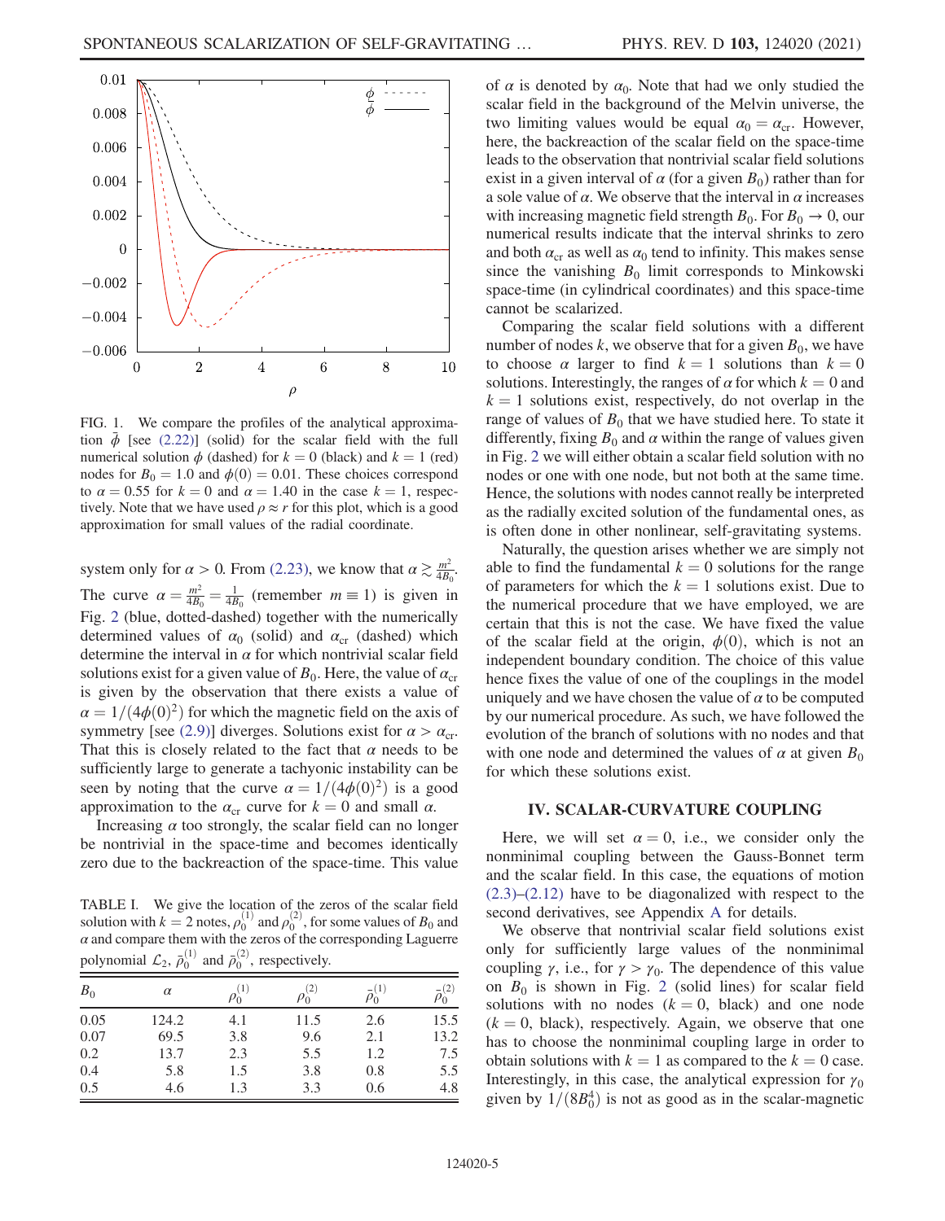FIG. 1. We compare the profiles of the analytical approximation $\bar{\phi}$ [see (2.22)] (solid) for the scalar field with the full numerical solution $\phi$ (dashed) for $k = 0$ (black) and $k = 1$ (red) nodes for $B_0 = 1.0$ and $\phi(0) = 0.01$. These choices correspond to $\alpha = 0.55$ for $k = 0$ and $\alpha = 1.40$ in the case $k = 1$, respectively. Note that we have used $\rho \approx r$ for this plot, which is a good approximation for small values of the radial coordinate.

system only for $\alpha > 0$. From (2.23), we know that $\alpha \gtrsim \frac{m^2}{4B_0}$. The curve $\alpha = \frac{m^2}{4B_0} = \frac{1}{4B_0}$ (remember $m \equiv 1$) is given in Fig. 2 (blue, dotted-dashed) together with the numerically determined values of $\alpha_0$ (solid) and $\alpha_{\rm cr}$ (dashed) which determine the interval in $\alpha$ for which nontrivial scalar field solutions exist for a given value of $B_0$. Here, the value of $\alpha_{\rm cr}$ is given by the observation that there exists a value of $\alpha = 1/(4\phi(0)^2)$ for which the magnetic field on the axis of symmetry [see (2.9)] diverges. Solutions exist for $\alpha > \alpha_{\rm cr}$. That this is closely related to the fact that $\alpha$ needs to be sufficiently large to generate a tachyonic instability can be seen by noting that the curve $\alpha = 1/(4\phi(0)^2)$ is a good approximation to the $\alpha_{\rm cr}$ curve for $k = 0$ and small $\alpha$.

Increasing $\alpha$ too strongly, the scalar field can no longer be nontrivial in the space-time and becomes identically zero due to the backreaction of the space-time. This value

TABLE I. We give the location of the zeros of the scalar field solution with $k = 2$ notes, $\rho_0^{(1)}$ and $\rho_0^{(2)}$, for some values of $B_0$ and $\alpha$ and compare them with the zeros of the corresponding Laguerre polynomial $\mathcal{L}_2$, $\bar{\rho}_0^{(1)}$ and $\bar{\rho}_0^{(2)}$, respectively.

| $B_0$ | $\alpha$ | $\rho_0^{(1)}$ | $\rho_0^{(2)}$ | $\bar{\rho}_0^{(1)}$ | $\bar{\rho}_0^{(2)}$ |
|---|---|---|---|---|---|
| 0.05 | 124.2 | 4.1 | 11.5 | 2.6 | 15.5 |
| 0.07 | 69.5 | 3.8 | 9.6 | 2.1 | 13.2 |
| 0.2 | 13.7 | 2.3 | 5.5 | 1.2 | 7.5 |
| 0.4 | 5.8 | 1.5 | 3.8 | 0.8 | 5.5 |
| 0.5 | 4.6 | 1.3 | 3.3 | 0.6 | 4.8 |

of $\alpha$ is denoted by $\alpha_0$. Note that had we only studied the scalar field in the background of the Melvin universe, the two limiting values would be equal $\alpha_0 = \alpha_{\rm cr}$. However, here, the backreaction of the scalar field on the space-time leads to the observation that nontrivial scalar field solutions exist in a given interval of $\alpha$ (for a given $B_0$) rather than for a sole value of $\alpha$. We observe that the interval in $\alpha$ increases with increasing magnetic field strength $B_0$. For $B_0 \to 0$, our numerical results indicate that the interval shrinks to zero and both $\alpha_{\rm cr}$ as well as $\alpha_0$ tend to infinity. This makes sense since the vanishing $B_0$ limit corresponds to Minkowski space-time (in cylindrical coordinates) and this space-time cannot be scalarized.

Comparing the scalar field solutions with a different number of nodes $k$, we observe that for a given $B_0$, we have to choose $\alpha$ larger to find $k = 1$ solutions than $k = 0$ solutions. Interestingly, the ranges of $\alpha$ for which $k = 0$ and $k = 1$ solutions exist, respectively, do not overlap in the range of values of $B_0$ that we have studied here. To state it differently, fixing $B_0$ and $\alpha$ within the range of values given in Fig. 2 we will either obtain a scalar field solution with no nodes or one with one node, but not both at the same time. Hence, the solutions with nodes cannot really be interpreted as the radially excited solution of the fundamental ones, as is often done in other nonlinear, self-gravitating systems.

Naturally, the question arises whether we are simply not able to find the fundamental $k = 0$ solutions for the range of parameters for which the $k = 1$ solutions exist. Due to the numerical procedure that we have employed, we are certain that this is not the case. We have fixed the value of the scalar field at the origin, $\phi(0)$, which is not an independent boundary condition. The choice of this value hence fixes the value of one of the couplings in the model uniquely and we have chosen the value of $\alpha$ to be computed by our numerical procedure. As such, we have followed the evolution of the branch of solutions with no nodes and that with one node and determined the values of $\alpha$ at given $B_0$ for which these solutions exist.

## IV. SCALAR-CURVATURE COUPLING

Here, we will set $\alpha = 0$, i.e., we consider only the nonminimal coupling between the Gauss-Bonnet term and the scalar field. In this case, the equations of motion (2.3)–(2.12) have to be diagonalized with respect to the second derivatives, see Appendix A for details.

We observe that nontrivial scalar field solutions exist only for sufficiently large values of the nonminimal coupling $\gamma$, i.e., for $\gamma > \gamma_0$. The dependence of this value on $B_0$ is shown in Fig. 2 (solid lines) for scalar field solutions with no nodes ($k = 0$, black) and one node ($k = 0$, black), respectively. Again, we observe that one has to choose the nonminimal coupling large in order to obtain solutions with $k = 1$ as compared to the $k = 0$ case. Interestingly, in this case, the analytical expression for $\gamma_0$ given by $1/(8B_0^4)$ is not as good as in the scalar-magnetic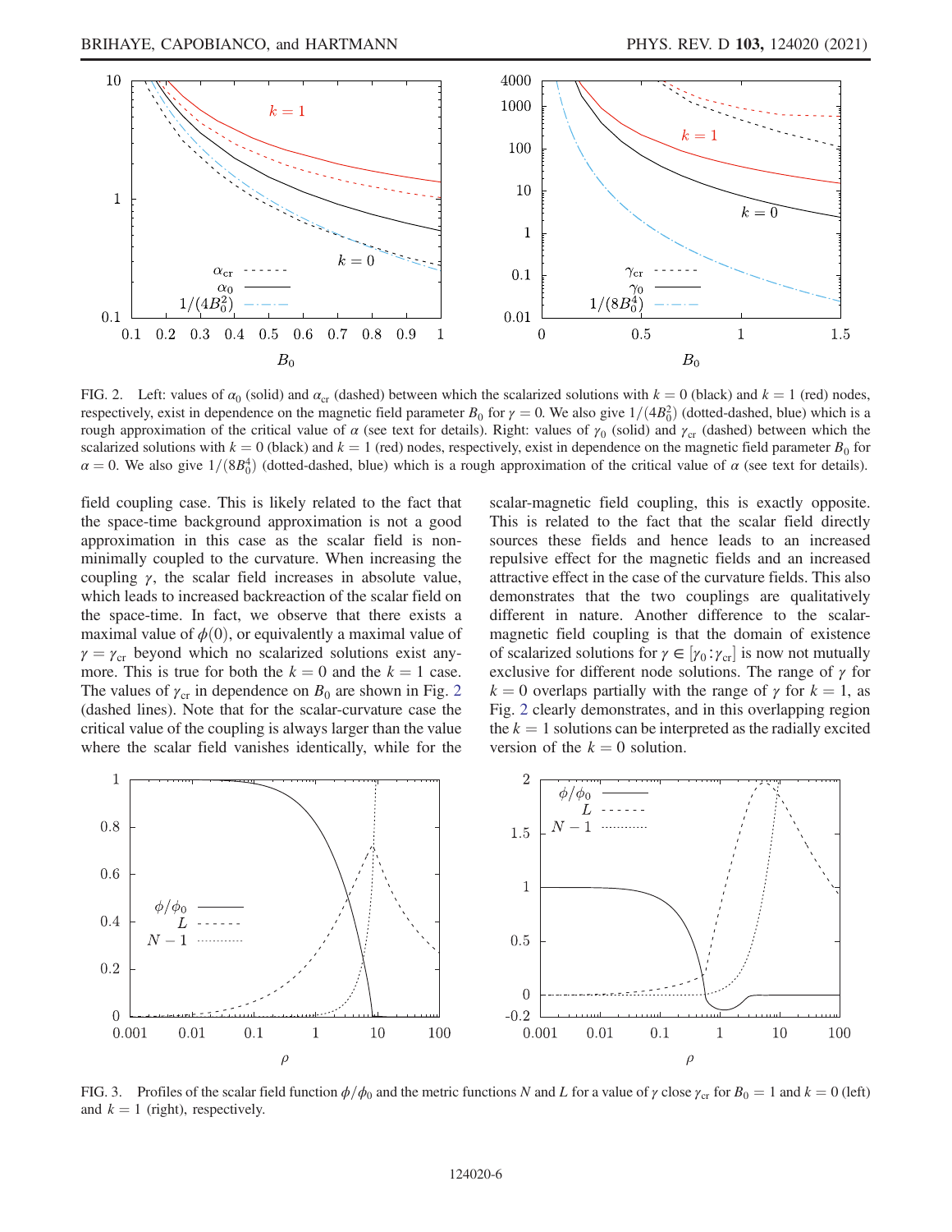FIG. 2. Left: values of $\alpha_0$ (solid) and $\alpha_{\rm cr}$ (dashed) between which the scalarized solutions with $k=0$ (black) and $k=1$ (red) nodes, respectively, exist in dependence on the magnetic field parameter $B_0$ for $\gamma=0$. We also give $1/(4B_0^2)$ (dotted-dashed, blue) which is a rough approximation of the critical value of $\alpha$ (see text for details). Right: values of $\gamma_0$ (solid) and $\gamma_{\rm cr}$ (dashed) between which the scalarized solutions with $k=0$ (black) and $k=1$ (red) nodes, respectively, exist in dependence on the magnetic field parameter $B_0$ for $\alpha=0$. We also give $1/(8B_0^4)$ (dotted-dashed, blue) which is a rough approximation of the critical value of $\alpha$ (see text for details).

field coupling case. This is likely related to the fact that the space-time background approximation is not a good approximation in this case as the scalar field is non-minimally coupled to the curvature. When increasing the coupling $\gamma$, the scalar field increases in absolute value, which leads to increased backreaction of the scalar field on the space-time. In fact, we observe that there exists a maximal value of $\phi(0)$, or equivalently a maximal value of $\gamma=\gamma_{\rm cr}$ beyond which no scalarized solutions exist anymore. This is true for both the $k=0$ and the $k=1$ case. The values of $\gamma_{\rm cr}$ in dependence on $B_0$ are shown in Fig. 2 (dashed lines). Note that for the scalar-curvature case the critical value of the coupling is always larger than the value where the scalar field vanishes identically, while for the scalar-magnetic field coupling, this is exactly opposite. This is related to the fact that the scalar field directly sources these fields and hence leads to an increased repulsive effect for the magnetic fields and an increased attractive effect in the case of the curvature fields. This also demonstrates that the two couplings are qualitatively different in nature. Another difference to the scalar-magnetic field coupling is that the domain of existence of scalarized solutions for $\gamma\in[\gamma_0:\gamma_{\rm cr}]$ is now not mutually exclusive for different node solutions. The range of $\gamma$ for $k=0$ overlaps partially with the range of $\gamma$ for $k=1$, as Fig. 2 clearly demonstrates, and in this overlapping region the $k=1$ solutions can be interpreted as the radially excited version of the $k=0$ solution.

FIG. 3. Profiles of the scalar field function $\phi/\phi_0$ and the metric functions $N$ and $L$ for a value of $\gamma$ close $\gamma_{\rm cr}$ for $B_0=1$ and $k=0$ (left) and $k=1$ (right), respectively.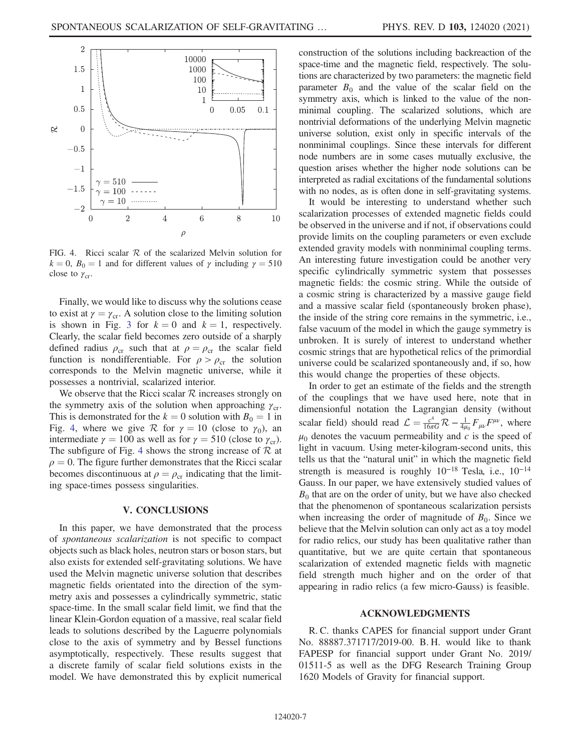FIG. 4. Ricci scalar $\mathcal{R}$ of the scalarized Melvin solution for $k = 0$, $B_0 = 1$ and for different values of $\gamma$ including $\gamma = 510$ close to $\gamma_{\rm cr}$.

Finally, we would like to discuss why the solutions cease to exist at $\gamma = \gamma_{\rm cr}$. A solution close to the limiting solution is shown in Fig. 3 for $k = 0$ and $k = 1$, respectively. Clearly, the scalar field becomes zero outside of a sharply defined radius $\rho_{\rm cr}$ such that at $\rho = \rho_{\rm cr}$ the scalar field function is nondifferentiable. For $\rho > \rho_{\rm cr}$ the solution corresponds to the Melvin magnetic universe, while it possesses a nontrivial, scalarized interior.

We observe that the Ricci scalar $\mathcal{R}$ increases strongly on the symmetry axis of the solution when approaching $\gamma_{\rm cr}$. This is demonstrated for the $k = 0$ solution with $B_0 = 1$ in Fig. 4, where we give $\mathcal{R}$ for $\gamma = 10$ (close to $\gamma_0$), an intermediate $\gamma = 100$ as well as for $\gamma = 510$ (close to $\gamma_{\rm cr}$). The subfigure of Fig. 4 shows the strong increase of $\mathcal{R}$ at $\rho = 0$. The figure further demonstrates that the Ricci scalar becomes discontinuous at $\rho = \rho_{\rm cr}$ indicating that the limiting space-times possess singularities.

## V. CONCLUSIONS

In this paper, we have demonstrated that the process of *spontaneous scalarization* is not specific to compact objects such as black holes, neutron stars or boson stars, but also exists for extended self-gravitating solutions. We have used the Melvin magnetic universe solution that describes magnetic fields orientated into the direction of the symmetry axis and possesses a cylindrically symmetric, static space-time. In the small scalar field limit, we find that the linear Klein-Gordon equation of a massive, real scalar field leads to solutions described by the Laguerre polynomials close to the axis of symmetry and by Bessel functions asymptotically, respectively. These results suggest that a discrete family of scalar field solutions exists in the model. We have demonstrated this by explicit numerical construction of the solutions including backreaction of the space-time and the magnetic field, respectively. The solutions are characterized by two parameters: the magnetic field parameter $B_0$ and the value of the scalar field on the symmetry axis, which is linked to the value of the nonminimal coupling. The scalarized solutions, which are nontrivial deformations of the underlying Melvin magnetic universe solution, exist only in specific intervals of the nonminimal couplings. Since these intervals for different node numbers are in some cases mutually exclusive, the question arises whether the higher node solutions can be interpreted as radial excitations of the fundamental solutions with no nodes, as is often done in self-gravitating systems.

It would be interesting to understand whether such scalarization processes of extended magnetic fields could be observed in the universe and if not, if observations could provide limits on the coupling parameters or even exclude extended gravity models with nonminimal coupling terms. An interesting future investigation could be another very specific cylindrically symmetric system that possesses magnetic fields: the cosmic string. While the outside of a cosmic string is characterized by a massive gauge field and a massive scalar field (spontaneously broken phase), the inside of the string core remains in the symmetric, i.e., false vacuum of the model in which the gauge symmetry is unbroken. It is surely of interest to understand whether cosmic strings that are hypothetical relics of the primordial universe could be scalarized spontaneously and, if so, how this would change the properties of these objects.

In order to get an estimate of the fields and the strength of the couplings that we have used here, note that in dimensionful notation the Lagrangian density (without scalar field) should read $\mathcal{L} = \frac{c^4}{16\pi G}\mathcal{R} - \frac{1}{4\mu_0}F_{\mu\nu}F^{\mu\nu}$, where $\mu_0$ denotes the vacuum permeability and $c$ is the speed of light in vacuum. Using meter-kilogram-second units, this tells us that the "natural unit" in which the magnetic field strength is measured is roughly $10^{-18}$ Tesla, i.e., $10^{-14}$ Gauss. In our paper, we have extensively studied values of $B_0$ that are on the order of unity, but we have also checked that the phenomenon of spontaneous scalarization persists when increasing the order of magnitude of $B_0$. Since we believe that the Melvin solution can only act as a toy model for radio relics, our study has been qualitative rather than quantitative, but we are quite certain that spontaneous scalarization of extended magnetic fields with magnetic field strength much higher and on the order of that appearing in radio relics (a few micro-Gauss) is feasible.

## ACKNOWLEDGMENTS

R. C. thanks CAPES for financial support under Grant No. 88887.371717/2019-00. B. H. would like to thank FAPESP for financial support under Grant No. 2019/01511-5 as well as the DFG Research Training Group 1620 Models of Gravity for financial support.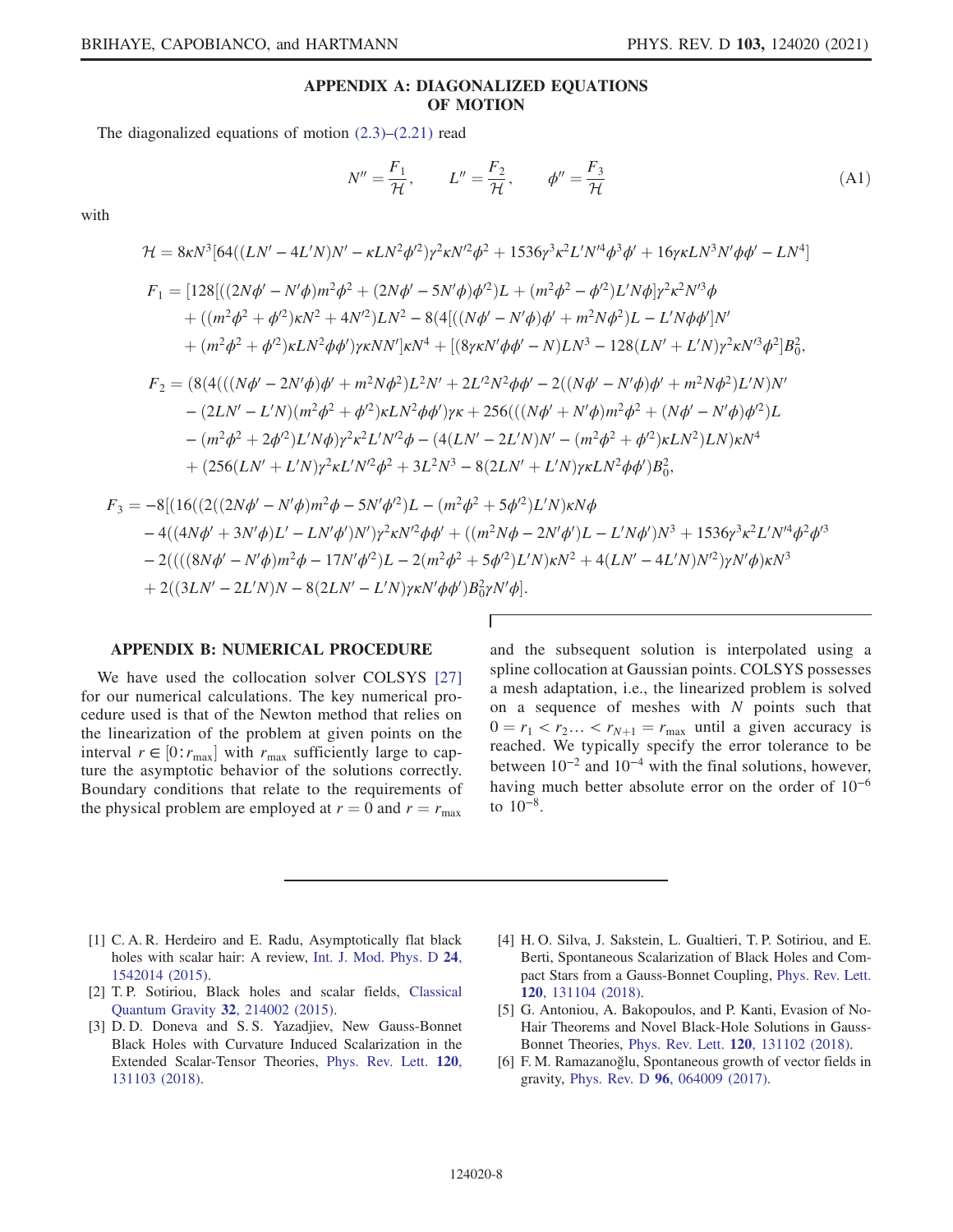## APPENDIX A: DIAGONALIZED EQUATIONS OF MOTION

The diagonalized equations of motion (2.3)–(2.21) read

$$N'' = \frac{F_1}{\mathcal{H}}, \qquad L'' = \frac{F_2}{\mathcal{H}}, \qquad \phi'' = \frac{F_3}{\mathcal{H}} \tag{A1}$$

with

$$\mathcal{H} = 8\kappa N^3[64((LN' - 4L'N)N' - \kappa LN^2\phi'^2)\gamma^2\kappa N'^2\phi^2 + 1536\gamma^3\kappa^2 L'N'^4\phi^3\phi' + 16\gamma\kappa LN^3N'\phi\phi' - LN^4]$$

$$\begin{aligned}
F_1 = {} & [128[((2N\phi' - N'\phi)m^2\phi^2 + (2N\phi' - 5N'\phi)\phi'^2)L + (m^2\phi^2 - \phi'^2)L'N\phi]\gamma^2\kappa^2N'^3\phi \\
& + ((m^2\phi^2 + \phi'^2)\kappa N^2 + 4N'^2)LN^2 - 8(4[((N\phi' - N'\phi)\phi' + m^2N\phi^2)L - L'N\phi\phi']N' \\
& + (m^2\phi^2 + \phi'^2)\kappa LN^2\phi\phi')\gamma\kappa NN']\kappa N^4 + [(8\gamma\kappa N'\phi\phi' - N)LN^3 - 128(LN' + L'N)\gamma^2\kappa N'^3\phi^2]B_0^2,
\end{aligned}$$

$$\begin{aligned}
F_2 = {} & (8(4(((N\phi' - 2N'\phi)\phi' + m^2N\phi^2)L^2N' + 2L'^2N^2\phi\phi' - 2((N\phi' - N'\phi)\phi' + m^2N\phi^2)L'N)N' \\
& - (2LN' - L'N)(m^2\phi^2 + \phi'^2)\kappa LN^2\phi\phi')\gamma\kappa + 256(((N\phi' + N'\phi)m^2\phi^2 + (N\phi' - N'\phi)\phi'^2)L \\
& - (m^2\phi^2 + 2\phi'^2)L'N\phi)\gamma^2\kappa^2L'N'^2\phi - (4(LN' - 2L'N)N' - (m^2\phi^2 + \phi'^2)\kappa LN^2)LN)\kappa N^4 \\
& + (256(LN' + L'N)\gamma^2\kappa L'N'^2\phi^2 + 3L^2N^3 - 8(2LN' + L'N)\gamma\kappa LN^2\phi\phi')B_0^2,
\end{aligned}$$

$$\begin{aligned}
F_3 = {} & -8[(16((2((2N\phi' - N'\phi)m^2\phi - 5N'\phi'^2)L - (m^2\phi^2 + 5\phi'^2)L'N)\kappa N\phi \\
& - 4((4N\phi' + 3N'\phi)L' - LN'\phi')N')\gamma^2\kappa N'^2\phi\phi' + ((m^2N\phi - 2N'\phi')L - L'N\phi')N^3 + 1536\gamma^3\kappa^2L'N'^4\phi^2\phi'^3 \\
& - 2((((8N\phi' - N'\phi)m^2\phi - 17N'\phi'^2)L - 2(m^2\phi^2 + 5\phi'^2)L'N)\kappa N^2 + 4(LN' - 4L'N)N'^2)\gamma N'\phi)\kappa N^3 \\
& + 2((3LN' - 2L'N)N - 8(2LN' - L'N)\gamma\kappa N'\phi\phi')B_0^2\gamma N'\phi].
\end{aligned}$$

## APPENDIX B: NUMERICAL PROCEDURE

We have used the collocation solver COLSYS [27] for our numerical calculations. The key numerical procedure used is that of the Newton method that relies on the linearization of the problem at given points on the interval $r \in [0 : r_{\max}]$ with $r_{\max}$ sufficiently large to capture the asymptotic behavior of the solutions correctly. Boundary conditions that relate to the requirements of the physical problem are employed at $r = 0$ and $r = r_{\max}$ and the subsequent solution is interpolated using a spline collocation at Gaussian points. COLSYS possesses a mesh adaptation, i.e., the linearized problem is solved on a sequence of meshes with $N$ points such that $0 = r_1 < r_2 \ldots < r_{N+1} = r_{\max}$ until a given accuracy is reached. We typically specify the error tolerance to be between $10^{-2}$ and $10^{-4}$ with the final solutions, however, having much better absolute error on the order of $10^{-6}$ to $10^{-8}$.

---

[1] C. A. R. Herdeiro and E. Radu, Asymptotically flat black holes with scalar hair: A review, Int. J. Mod. Phys. D **24**, 1542014 (2015).

[2] T. P. Sotiriou, Black holes and scalar fields, Classical Quantum Gravity **32**, 214002 (2015).

[3] D. D. Doneva and S. S. Yazadjiev, New Gauss-Bonnet Black Holes with Curvature Induced Scalarization in the Extended Scalar-Tensor Theories, Phys. Rev. Lett. **120**, 131103 (2018).

[4] H. O. Silva, J. Sakstein, L. Gualtieri, T. P. Sotiriou, and E. Berti, Spontaneous Scalarization of Black Holes and Compact Stars from a Gauss-Bonnet Coupling, Phys. Rev. Lett. **120**, 131104 (2018).

[5] G. Antoniou, A. Bakopoulos, and P. Kanti, Evasion of No-Hair Theorems and Novel Black-Hole Solutions in Gauss-Bonnet Theories, Phys. Rev. Lett. **120**, 131102 (2018).

[6] F. M. Ramazanoğlu, Spontaneous growth of vector fields in gravity, Phys. Rev. D **96**, 064009 (2017).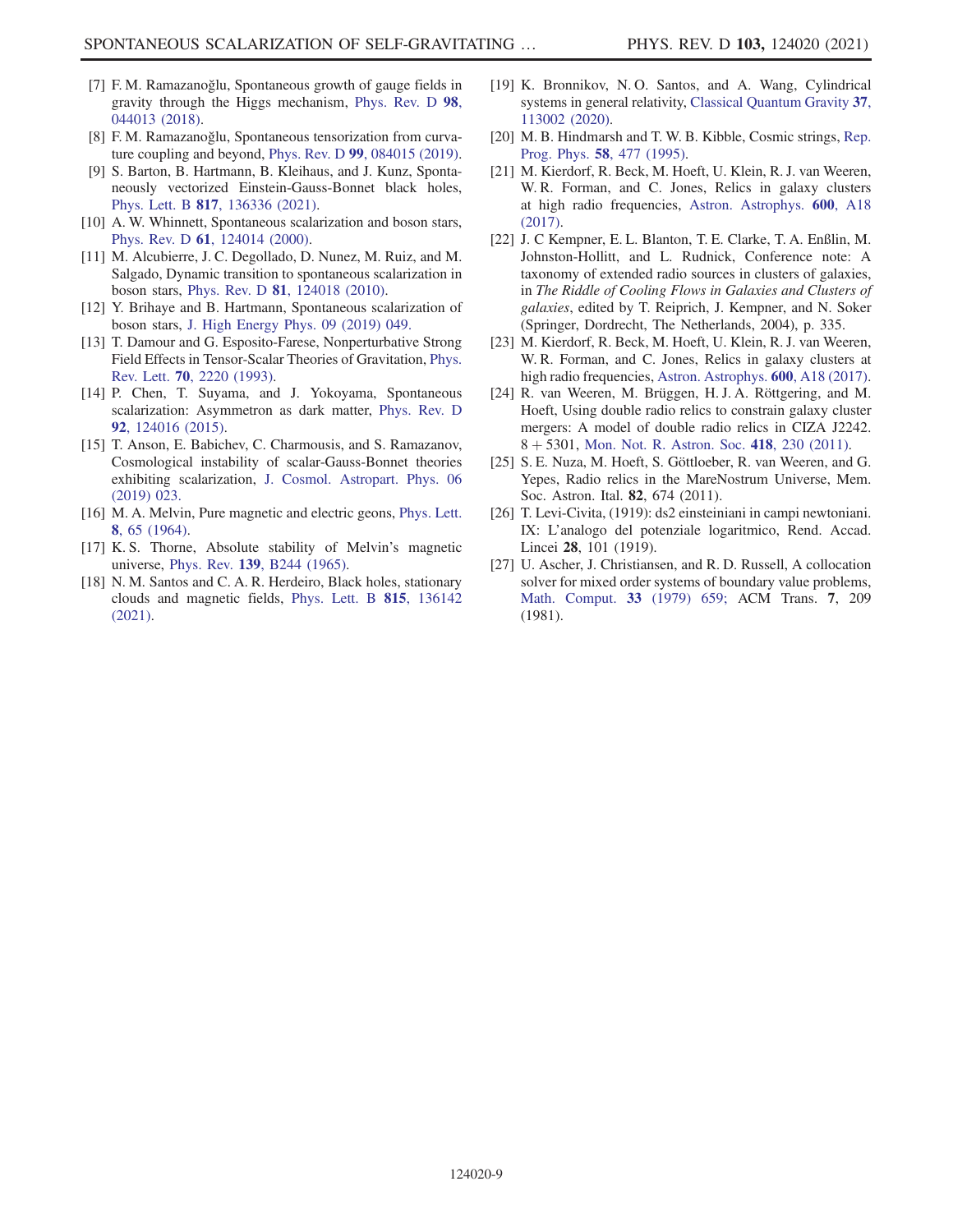- [7] F. M. Ramazanoğlu, Spontaneous growth of gauge fields in gravity through the Higgs mechanism, Phys. Rev. D **98**, 044013 (2018).
- [8] F. M. Ramazanoğlu, Spontaneous tensorization from curvature coupling and beyond, Phys. Rev. D **99**, 084015 (2019).
- [9] S. Barton, B. Hartmann, B. Kleihaus, and J. Kunz, Spontaneously vectorized Einstein-Gauss-Bonnet black holes, Phys. Lett. B **817**, 136336 (2021).
- [10] A. W. Whinnett, Spontaneous scalarization and boson stars, Phys. Rev. D **61**, 124014 (2000).
- [11] M. Alcubierre, J. C. Degollado, D. Nunez, M. Ruiz, and M. Salgado, Dynamic transition to spontaneous scalarization in boson stars, Phys. Rev. D **81**, 124018 (2010).
- [12] Y. Brihaye and B. Hartmann, Spontaneous scalarization of boson stars, J. High Energy Phys. 09 (2019) 049.
- [13] T. Damour and G. Esposito-Farese, Nonperturbative Strong Field Effects in Tensor-Scalar Theories of Gravitation, Phys. Rev. Lett. **70**, 2220 (1993).
- [14] P. Chen, T. Suyama, and J. Yokoyama, Spontaneous scalarization: Asymmetron as dark matter, Phys. Rev. D **92**, 124016 (2015).
- [15] T. Anson, E. Babichev, C. Charmousis, and S. Ramazanov, Cosmological instability of scalar-Gauss-Bonnet theories exhibiting scalarization, J. Cosmol. Astropart. Phys. 06 (2019) 023.
- [16] M. A. Melvin, Pure magnetic and electric geons, Phys. Lett. **8**, 65 (1964).
- [17] K. S. Thorne, Absolute stability of Melvin's magnetic universe, Phys. Rev. **139**, B244 (1965).
- [18] N. M. Santos and C. A. R. Herdeiro, Black holes, stationary clouds and magnetic fields, Phys. Lett. B **815**, 136142 (2021).
- [19] K. Bronnikov, N. O. Santos, and A. Wang, Cylindrical systems in general relativity, Classical Quantum Gravity **37**, 113002 (2020).
- [20] M. B. Hindmarsh and T. W. B. Kibble, Cosmic strings, Rep. Prog. Phys. **58**, 477 (1995).
- [21] M. Kierdorf, R. Beck, M. Hoeft, U. Klein, R. J. van Weeren, W. R. Forman, and C. Jones, Relics in galaxy clusters at high radio frequencies, Astron. Astrophys. **600**, A18 (2017).
- [22] J. C Kempner, E. L. Blanton, T. E. Clarke, T. A. Enßlin, M. Johnston-Hollitt, and L. Rudnick, Conference note: A taxonomy of extended radio sources in clusters of galaxies, in *The Riddle of Cooling Flows in Galaxies and Clusters of galaxies*, edited by T. Reiprich, J. Kempner, and N. Soker (Springer, Dordrecht, The Netherlands, 2004), p. 335.
- [23] M. Kierdorf, R. Beck, M. Hoeft, U. Klein, R. J. van Weeren, W. R. Forman, and C. Jones, Relics in galaxy clusters at high radio frequencies, Astron. Astrophys. **600**, A18 (2017).
- [24] R. van Weeren, M. Brüggen, H. J. A. Röttgering, and M. Hoeft, Using double radio relics to constrain galaxy cluster mergers: A model of double radio relics in CIZA J2242. 8 + 5301, Mon. Not. R. Astron. Soc. **418**, 230 (2011).
- [25] S. E. Nuza, M. Hoeft, S. Göttloeber, R. van Weeren, and G. Yepes, Radio relics in the MareNostrum Universe, Mem. Soc. Astron. Ital. **82**, 674 (2011).
- [26] T. Levi-Civita, (1919): ds2 einsteiniani in campi newtoniani. IX: L'analogo del potenziale logaritmico, Rend. Accad. Lincei **28**, 101 (1919).
- [27] U. Ascher, J. Christiansen, and R. D. Russell, A collocation solver for mixed order systems of boundary value problems, Math. Comput. **33** (1979) 659; ACM Trans. **7**, 209 (1981).